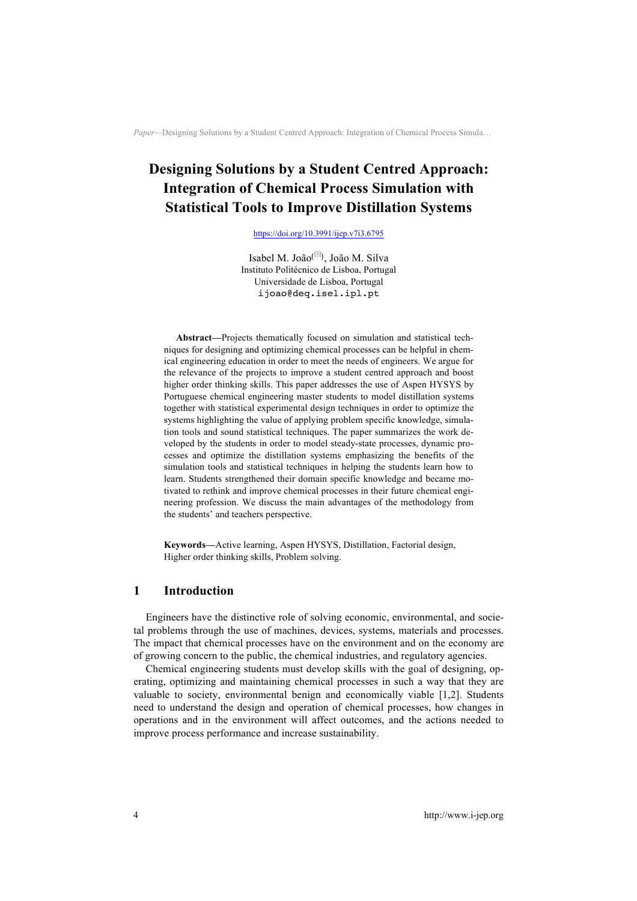# Designing Solutions by a Student Centred Approach: Integration of Chemical Process Simulation with Statistical Tools to Improve Distillation Systems

https://doi.org/10.3991/ijep.v7i3.6795

Isabel M. João(✉), João M. Silva
Instituto Politécnico de Lisboa, Portugal
Universidade de Lisboa, Portugal
ijoao@deq.isel.ipl.pt

**Abstract—**Projects thematically focused on simulation and statistical techniques for designing and optimizing chemical processes can be helpful in chemical engineering education in order to meet the needs of engineers. We argue for the relevance of the projects to improve a student centred approach and boost higher order thinking skills. This paper addresses the use of Aspen HYSYS by Portuguese chemical engineering master students to model distillation systems together with statistical experimental design techniques in order to optimize the systems highlighting the value of applying problem specific knowledge, simulation tools and sound statistical techniques. The paper summarizes the work developed by the students in order to model steady-state processes, dynamic processes and optimize the distillation systems emphasizing the benefits of the simulation tools and statistical techniques in helping the students learn how to learn. Students strengthened their domain specific knowledge and became motivated to rethink and improve chemical processes in their future chemical engineering profession. We discuss the main advantages of the methodology from the students' and teachers perspective.

**Keywords—**Active learning, Aspen HYSYS, Distillation, Factorial design, Higher order thinking skills, Problem solving.

## 1 Introduction

Engineers have the distinctive role of solving economic, environmental, and societal problems through the use of machines, devices, systems, materials and processes. The impact that chemical processes have on the environment and on the economy are of growing concern to the public, the chemical industries, and regulatory agencies.

Chemical engineering students must develop skills with the goal of designing, operating, optimizing and maintaining chemical processes in such a way that they are valuable to society, environmental benign and economically viable [1,2]. Students need to understand the design and operation of chemical processes, how changes in operations and in the environment will affect outcomes, and the actions needed to improve process performance and increase sustainability.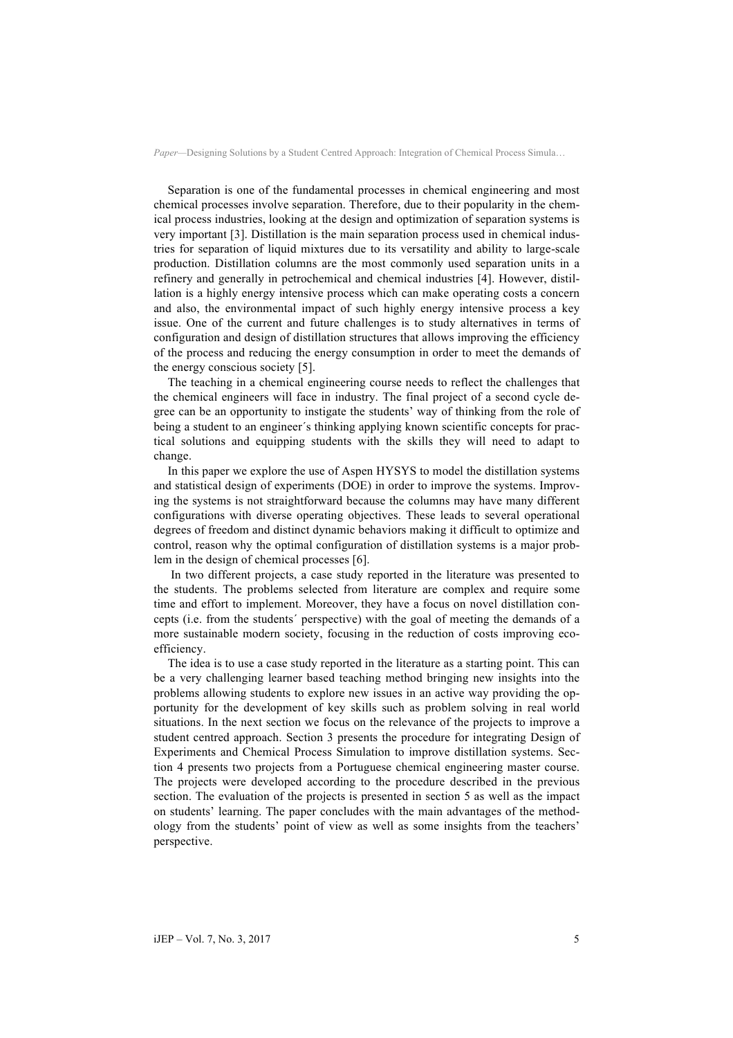Separation is one of the fundamental processes in chemical engineering and most chemical processes involve separation. Therefore, due to their popularity in the chemical process industries, looking at the design and optimization of separation systems is very important [3]. Distillation is the main separation process used in chemical industries for separation of liquid mixtures due to its versatility and ability to large-scale production. Distillation columns are the most commonly used separation units in a refinery and generally in petrochemical and chemical industries [4]. However, distillation is a highly energy intensive process which can make operating costs a concern and also, the environmental impact of such highly energy intensive process a key issue. One of the current and future challenges is to study alternatives in terms of configuration and design of distillation structures that allows improving the efficiency of the process and reducing the energy consumption in order to meet the demands of the energy conscious society [5].

The teaching in a chemical engineering course needs to reflect the challenges that the chemical engineers will face in industry. The final project of a second cycle degree can be an opportunity to instigate the students' way of thinking from the role of being a student to an engineer´s thinking applying known scientific concepts for practical solutions and equipping students with the skills they will need to adapt to change.

In this paper we explore the use of Aspen HYSYS to model the distillation systems and statistical design of experiments (DOE) in order to improve the systems. Improving the systems is not straightforward because the columns may have many different configurations with diverse operating objectives. These leads to several operational degrees of freedom and distinct dynamic behaviors making it difficult to optimize and control, reason why the optimal configuration of distillation systems is a major problem in the design of chemical processes [6].

In two different projects, a case study reported in the literature was presented to the students. The problems selected from literature are complex and require some time and effort to implement. Moreover, they have a focus on novel distillation concepts (i.e. from the students´ perspective) with the goal of meeting the demands of a more sustainable modern society, focusing in the reduction of costs improving eco-efficiency.

The idea is to use a case study reported in the literature as a starting point. This can be a very challenging learner based teaching method bringing new insights into the problems allowing students to explore new issues in an active way providing the opportunity for the development of key skills such as problem solving in real world situations. In the next section we focus on the relevance of the projects to improve a student centred approach. Section 3 presents the procedure for integrating Design of Experiments and Chemical Process Simulation to improve distillation systems. Section 4 presents two projects from a Portuguese chemical engineering master course. The projects were developed according to the procedure described in the previous section. The evaluation of the projects is presented in section 5 as well as the impact on students' learning. The paper concludes with the main advantages of the methodology from the students' point of view as well as some insights from the teachers' perspective.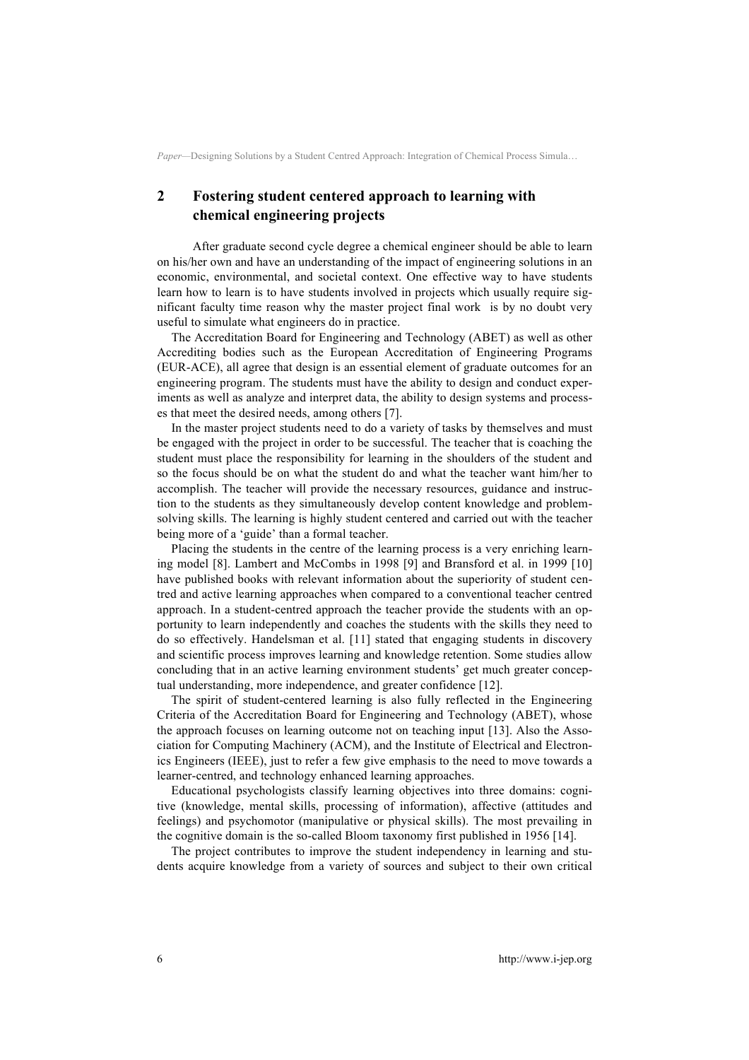## 2 Fostering student centered approach to learning with chemical engineering projects

After graduate second cycle degree a chemical engineer should be able to learn on his/her own and have an understanding of the impact of engineering solutions in an economic, environmental, and societal context. One effective way to have students learn how to learn is to have students involved in projects which usually require significant faculty time reason why the master project final work is by no doubt very useful to simulate what engineers do in practice.

The Accreditation Board for Engineering and Technology (ABET) as well as other Accrediting bodies such as the European Accreditation of Engineering Programs (EUR-ACE), all agree that design is an essential element of graduate outcomes for an engineering program. The students must have the ability to design and conduct experiments as well as analyze and interpret data, the ability to design systems and processes that meet the desired needs, among others [7].

In the master project students need to do a variety of tasks by themselves and must be engaged with the project in order to be successful. The teacher that is coaching the student must place the responsibility for learning in the shoulders of the student and so the focus should be on what the student do and what the teacher want him/her to accomplish. The teacher will provide the necessary resources, guidance and instruction to the students as they simultaneously develop content knowledge and problem-solving skills. The learning is highly student centered and carried out with the teacher being more of a 'guide' than a formal teacher.

Placing the students in the centre of the learning process is a very enriching learning model [8]. Lambert and McCombs in 1998 [9] and Bransford et al. in 1999 [10] have published books with relevant information about the superiority of student centred and active learning approaches when compared to a conventional teacher centred approach. In a student-centred approach the teacher provide the students with an opportunity to learn independently and coaches the students with the skills they need to do so effectively. Handelsman et al. [11] stated that engaging students in discovery and scientific process improves learning and knowledge retention. Some studies allow concluding that in an active learning environment students' get much greater conceptual understanding, more independence, and greater confidence [12].

The spirit of student-centered learning is also fully reflected in the Engineering Criteria of the Accreditation Board for Engineering and Technology (ABET), whose the approach focuses on learning outcome not on teaching input [13]. Also the Association for Computing Machinery (ACM), and the Institute of Electrical and Electronics Engineers (IEEE), just to refer a few give emphasis to the need to move towards a learner-centred, and technology enhanced learning approaches.

Educational psychologists classify learning objectives into three domains: cognitive (knowledge, mental skills, processing of information), affective (attitudes and feelings) and psychomotor (manipulative or physical skills). The most prevailing in the cognitive domain is the so-called Bloom taxonomy first published in 1956 [14].

The project contributes to improve the student independency in learning and students acquire knowledge from a variety of sources and subject to their own critical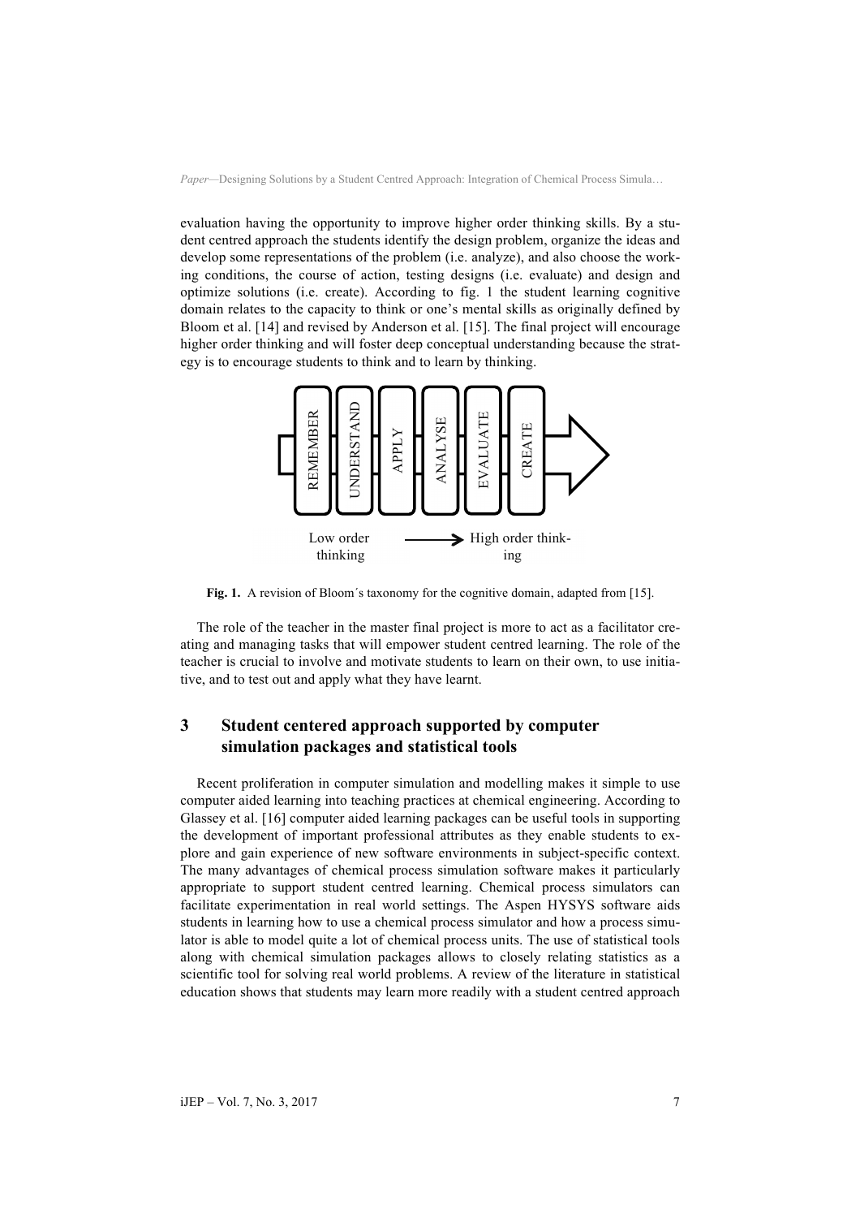evaluation having the opportunity to improve higher order thinking skills. By a student centred approach the students identify the design problem, organize the ideas and develop some representations of the problem (i.e. analyze), and also choose the working conditions, the course of action, testing designs (i.e. evaluate) and design and optimize solutions (i.e. create). According to fig. 1 the student learning cognitive domain relates to the capacity to think or one's mental skills as originally defined by Bloom et al. [14] and revised by Anderson et al. [15]. The final project will encourage higher order thinking and will foster deep conceptual understanding because the strategy is to encourage students to think and to learn by thinking.

REMEMBER → UNDERSTAND → APPLY → ANALYSE → EVALUATE → CREATE

Low order thinking ⟶ High order thinking

**Fig. 1.** A revision of Bloom´s taxonomy for the cognitive domain, adapted from [15].

The role of the teacher in the master final project is more to act as a facilitator creating and managing tasks that will empower student centred learning. The role of the teacher is crucial to involve and motivate students to learn on their own, to use initiative, and to test out and apply what they have learnt.

## 3 Student centered approach supported by computer simulation packages and statistical tools

Recent proliferation in computer simulation and modelling makes it simple to use computer aided learning into teaching practices at chemical engineering. According to Glassey et al. [16] computer aided learning packages can be useful tools in supporting the development of important professional attributes as they enable students to explore and gain experience of new software environments in subject-specific context. The many advantages of chemical process simulation software makes it particularly appropriate to support student centred learning. Chemical process simulators can facilitate experimentation in real world settings. The Aspen HYSYS software aids students in learning how to use a chemical process simulator and how a process simulator is able to model quite a lot of chemical process units. The use of statistical tools along with chemical simulation packages allows to closely relating statistics as a scientific tool for solving real world problems. A review of the literature in statistical education shows that students may learn more readily with a student centred approach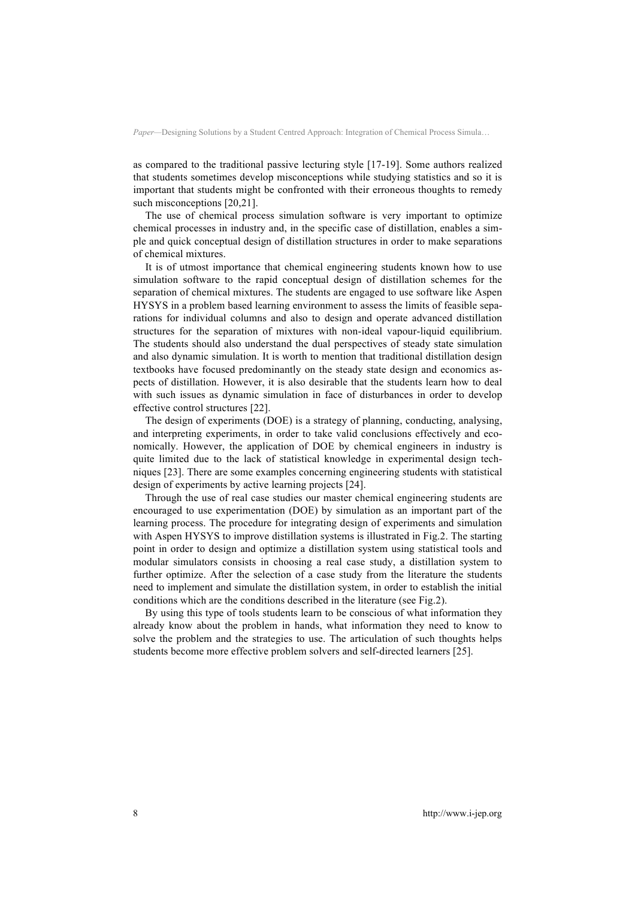as compared to the traditional passive lecturing style [17-19]. Some authors realized that students sometimes develop misconceptions while studying statistics and so it is important that students might be confronted with their erroneous thoughts to remedy such misconceptions [20,21].

The use of chemical process simulation software is very important to optimize chemical processes in industry and, in the specific case of distillation, enables a simple and quick conceptual design of distillation structures in order to make separations of chemical mixtures.

It is of utmost importance that chemical engineering students known how to use simulation software to the rapid conceptual design of distillation schemes for the separation of chemical mixtures. The students are engaged to use software like Aspen HYSYS in a problem based learning environment to assess the limits of feasible separations for individual columns and also to design and operate advanced distillation structures for the separation of mixtures with non-ideal vapour-liquid equilibrium. The students should also understand the dual perspectives of steady state simulation and also dynamic simulation. It is worth to mention that traditional distillation design textbooks have focused predominantly on the steady state design and economics aspects of distillation. However, it is also desirable that the students learn how to deal with such issues as dynamic simulation in face of disturbances in order to develop effective control structures [22].

The design of experiments (DOE) is a strategy of planning, conducting, analysing, and interpreting experiments, in order to take valid conclusions effectively and economically. However, the application of DOE by chemical engineers in industry is quite limited due to the lack of statistical knowledge in experimental design techniques [23]. There are some examples concerning engineering students with statistical design of experiments by active learning projects [24].

Through the use of real case studies our master chemical engineering students are encouraged to use experimentation (DOE) by simulation as an important part of the learning process. The procedure for integrating design of experiments and simulation with Aspen HYSYS to improve distillation systems is illustrated in Fig.2. The starting point in order to design and optimize a distillation system using statistical tools and modular simulators consists in choosing a real case study, a distillation system to further optimize. After the selection of a case study from the literature the students need to implement and simulate the distillation system, in order to establish the initial conditions which are the conditions described in the literature (see Fig.2).

By using this type of tools students learn to be conscious of what information they already know about the problem in hands, what information they need to know to solve the problem and the strategies to use. The articulation of such thoughts helps students become more effective problem solvers and self-directed learners [25].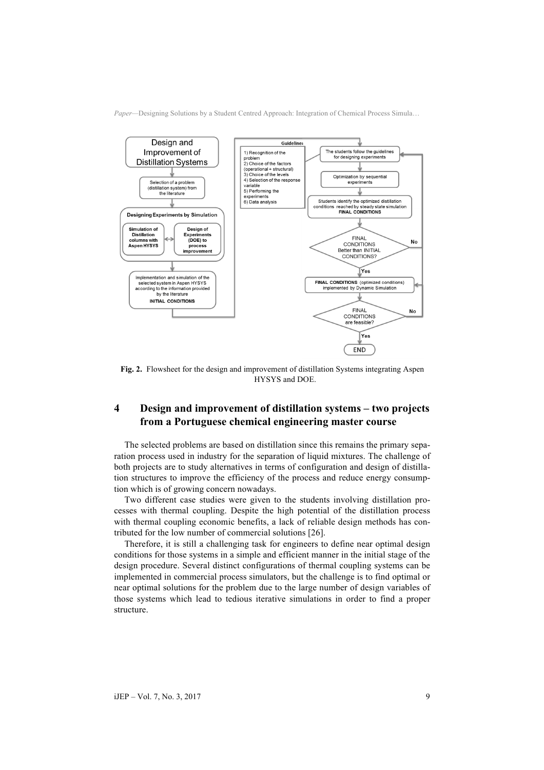**Fig. 2.** Flowsheet for the design and improvement of distillation Systems integrating Aspen HYSYS and DOE.

## 4 Design and improvement of distillation systems – two projects from a Portuguese chemical engineering master course

The selected problems are based on distillation since this remains the primary separation process used in industry for the separation of liquid mixtures. The challenge of both projects are to study alternatives in terms of configuration and design of distillation structures to improve the efficiency of the process and reduce energy consumption which is of growing concern nowadays.

Two different case studies were given to the students involving distillation processes with thermal coupling. Despite the high potential of the distillation process with thermal coupling economic benefits, a lack of reliable design methods has contributed for the low number of commercial solutions [26].

Therefore, it is still a challenging task for engineers to define near optimal design conditions for those systems in a simple and efficient manner in the initial stage of the design procedure. Several distinct configurations of thermal coupling systems can be implemented in commercial process simulators, but the challenge is to find optimal or near optimal solutions for the problem due to the large number of design variables of those systems which lead to tedious iterative simulations in order to find a proper structure.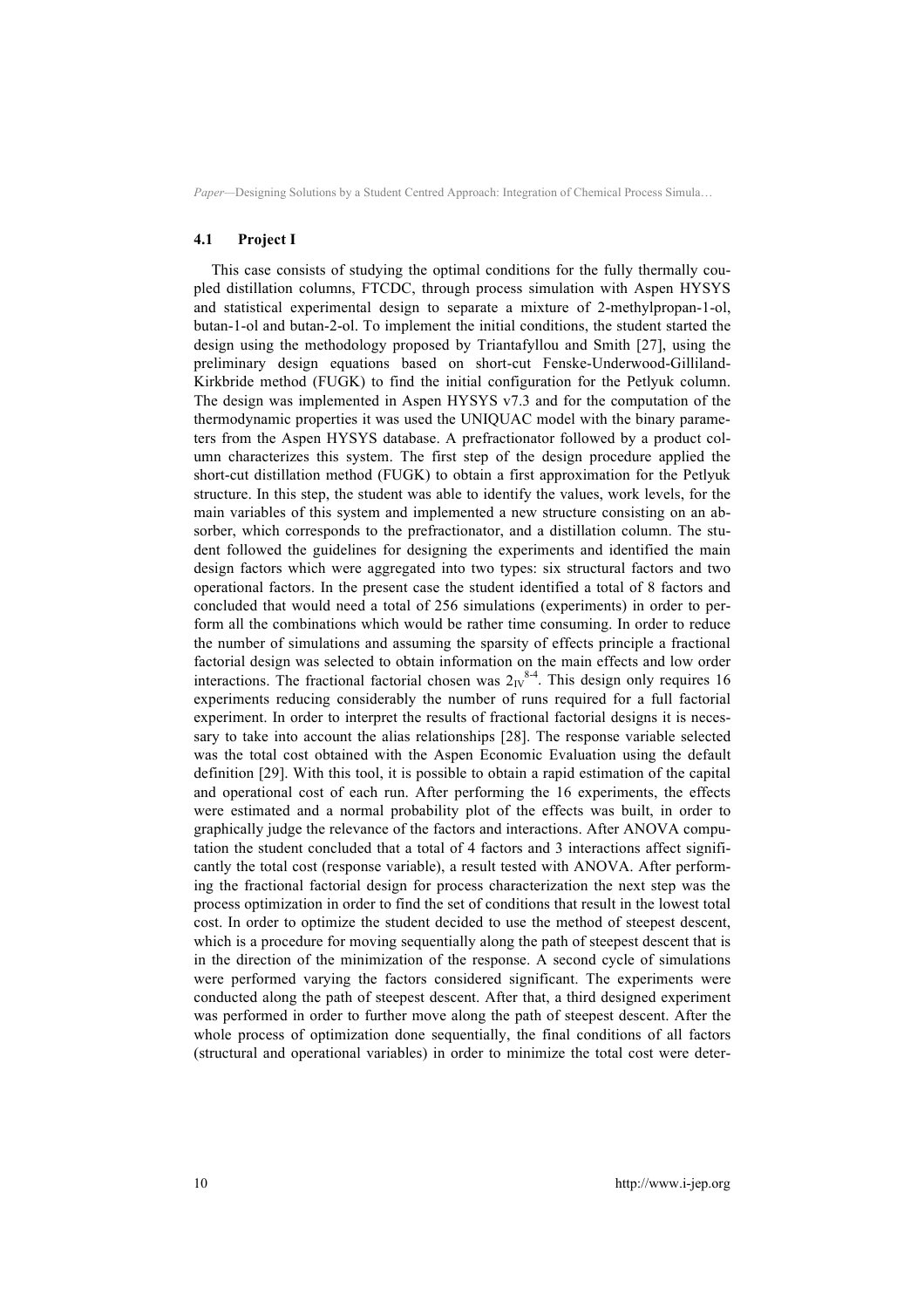### 4.1 Project I

This case consists of studying the optimal conditions for the fully thermally coupled distillation columns, FTCDC, through process simulation with Aspen HYSYS and statistical experimental design to separate a mixture of 2-methylpropan-1-ol, butan-1-ol and butan-2-ol. To implement the initial conditions, the student started the design using the methodology proposed by Triantafyllou and Smith [27], using the preliminary design equations based on short-cut Fenske-Underwood-Gilliland-Kirkbride method (FUGK) to find the initial configuration for the Petlyuk column. The design was implemented in Aspen HYSYS v7.3 and for the computation of the thermodynamic properties it was used the UNIQUAC model with the binary parameters from the Aspen HYSYS database. A prefractionator followed by a product column characterizes this system. The first step of the design procedure applied the short-cut distillation method (FUGK) to obtain a first approximation for the Petlyuk structure. In this step, the student was able to identify the values, work levels, for the main variables of this system and implemented a new structure consisting on an absorber, which corresponds to the prefractionator, and a distillation column. The student followed the guidelines for designing the experiments and identified the main design factors which were aggregated into two types: six structural factors and two operational factors. In the present case the student identified a total of 8 factors and concluded that would need a total of 256 simulations (experiments) in order to perform all the combinations which would be rather time consuming. In order to reduce the number of simulations and assuming the sparsity of effects principle a fractional factorial design was selected to obtain information on the main effects and low order interactions. The fractional factorial chosen was $2_{IV}^{8-4}$. This design only requires 16 experiments reducing considerably the number of runs required for a full factorial experiment. In order to interpret the results of fractional factorial designs it is necessary to take into account the alias relationships [28]. The response variable selected was the total cost obtained with the Aspen Economic Evaluation using the default definition [29]. With this tool, it is possible to obtain a rapid estimation of the capital and operational cost of each run. After performing the 16 experiments, the effects were estimated and a normal probability plot of the effects was built, in order to graphically judge the relevance of the factors and interactions. After ANOVA computation the student concluded that a total of 4 factors and 3 interactions affect significantly the total cost (response variable), a result tested with ANOVA. After performing the fractional factorial design for process characterization the next step was the process optimization in order to find the set of conditions that result in the lowest total cost. In order to optimize the student decided to use the method of steepest descent, which is a procedure for moving sequentially along the path of steepest descent that is in the direction of the minimization of the response. A second cycle of simulations were performed varying the factors considered significant. The experiments were conducted along the path of steepest descent. After that, a third designed experiment was performed in order to further move along the path of steepest descent. After the whole process of optimization done sequentially, the final conditions of all factors (structural and operational variables) in order to minimize the total cost were deter-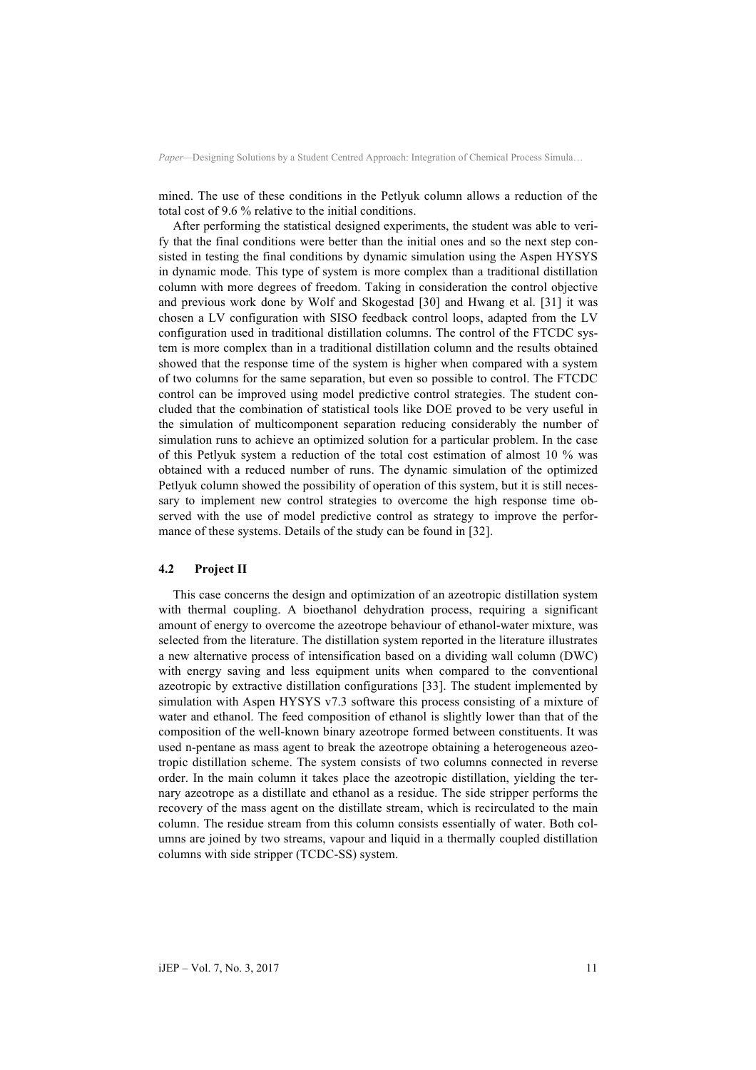mined. The use of these conditions in the Petlyuk column allows a reduction of the total cost of 9.6 % relative to the initial conditions.

After performing the statistical designed experiments, the student was able to verify that the final conditions were better than the initial ones and so the next step consisted in testing the final conditions by dynamic simulation using the Aspen HYSYS in dynamic mode. This type of system is more complex than a traditional distillation column with more degrees of freedom. Taking in consideration the control objective and previous work done by Wolf and Skogestad [30] and Hwang et al. [31] it was chosen a LV configuration with SISO feedback control loops, adapted from the LV configuration used in traditional distillation columns. The control of the FTCDC system is more complex than in a traditional distillation column and the results obtained showed that the response time of the system is higher when compared with a system of two columns for the same separation, but even so possible to control. The FTCDC control can be improved using model predictive control strategies. The student concluded that the combination of statistical tools like DOE proved to be very useful in the simulation of multicomponent separation reducing considerably the number of simulation runs to achieve an optimized solution for a particular problem. In the case of this Petlyuk system a reduction of the total cost estimation of almost 10 % was obtained with a reduced number of runs. The dynamic simulation of the optimized Petlyuk column showed the possibility of operation of this system, but it is still necessary to implement new control strategies to overcome the high response time observed with the use of model predictive control as strategy to improve the performance of these systems. Details of the study can be found in [32].

### 4.2 Project II

This case concerns the design and optimization of an azeotropic distillation system with thermal coupling. A bioethanol dehydration process, requiring a significant amount of energy to overcome the azeotrope behaviour of ethanol-water mixture, was selected from the literature. The distillation system reported in the literature illustrates a new alternative process of intensification based on a dividing wall column (DWC) with energy saving and less equipment units when compared to the conventional azeotropic by extractive distillation configurations [33]. The student implemented by simulation with Aspen HYSYS v7.3 software this process consisting of a mixture of water and ethanol. The feed composition of ethanol is slightly lower than that of the composition of the well-known binary azeotrope formed between constituents. It was used n-pentane as mass agent to break the azeotrope obtaining a heterogeneous azeotropic distillation scheme. The system consists of two columns connected in reverse order. In the main column it takes place the azeotropic distillation, yielding the ternary azeotrope as a distillate and ethanol as a residue. The side stripper performs the recovery of the mass agent on the distillate stream, which is recirculated to the main column. The residue stream from this column consists essentially of water. Both columns are joined by two streams, vapour and liquid in a thermally coupled distillation columns with side stripper (TCDC-SS) system.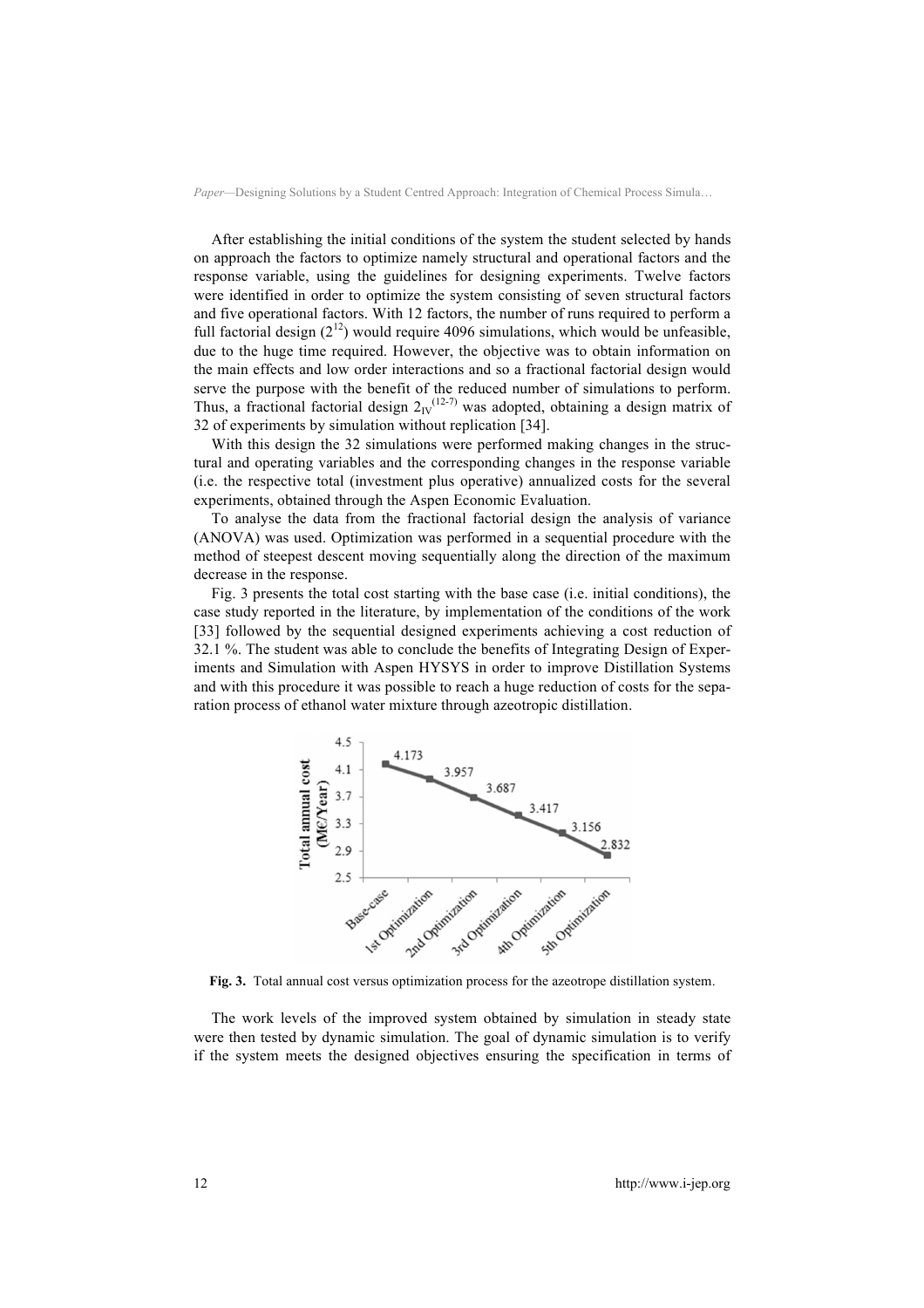After establishing the initial conditions of the system the student selected by hands on approach the factors to optimize namely structural and operational factors and the response variable, using the guidelines for designing experiments. Twelve factors were identified in order to optimize the system consisting of seven structural factors and five operational factors. With 12 factors, the number of runs required to perform a full factorial design ($2^{12}$) would require 4096 simulations, which would be unfeasible, due to the huge time required. However, the objective was to obtain information on the main effects and low order interactions and so a fractional factorial design would serve the purpose with the benefit of the reduced number of simulations to perform. Thus, a fractional factorial design $2_{IV}^{(12-7)}$ was adopted, obtaining a design matrix of 32 of experiments by simulation without replication [34].

With this design the 32 simulations were performed making changes in the structural and operating variables and the corresponding changes in the response variable (i.e. the respective total (investment plus operative) annualized costs for the several experiments, obtained through the Aspen Economic Evaluation.

To analyse the data from the fractional factorial design the analysis of variance (ANOVA) was used. Optimization was performed in a sequential procedure with the method of steepest descent moving sequentially along the direction of the maximum decrease in the response.

Fig. 3 presents the total cost starting with the base case (i.e. initial conditions), the case study reported in the literature, by implementation of the conditions of the work [33] followed by the sequential designed experiments achieving a cost reduction of 32.1 %. The student was able to conclude the benefits of Integrating Design of Experiments and Simulation with Aspen HYSYS in order to improve Distillation Systems and with this procedure it was possible to reach a huge reduction of costs for the separation process of ethanol water mixture through azeotropic distillation.

**Fig. 3.** Total annual cost versus optimization process for the azeotrope distillation system.

The work levels of the improved system obtained by simulation in steady state were then tested by dynamic simulation. The goal of dynamic simulation is to verify if the system meets the designed objectives ensuring the specification in terms of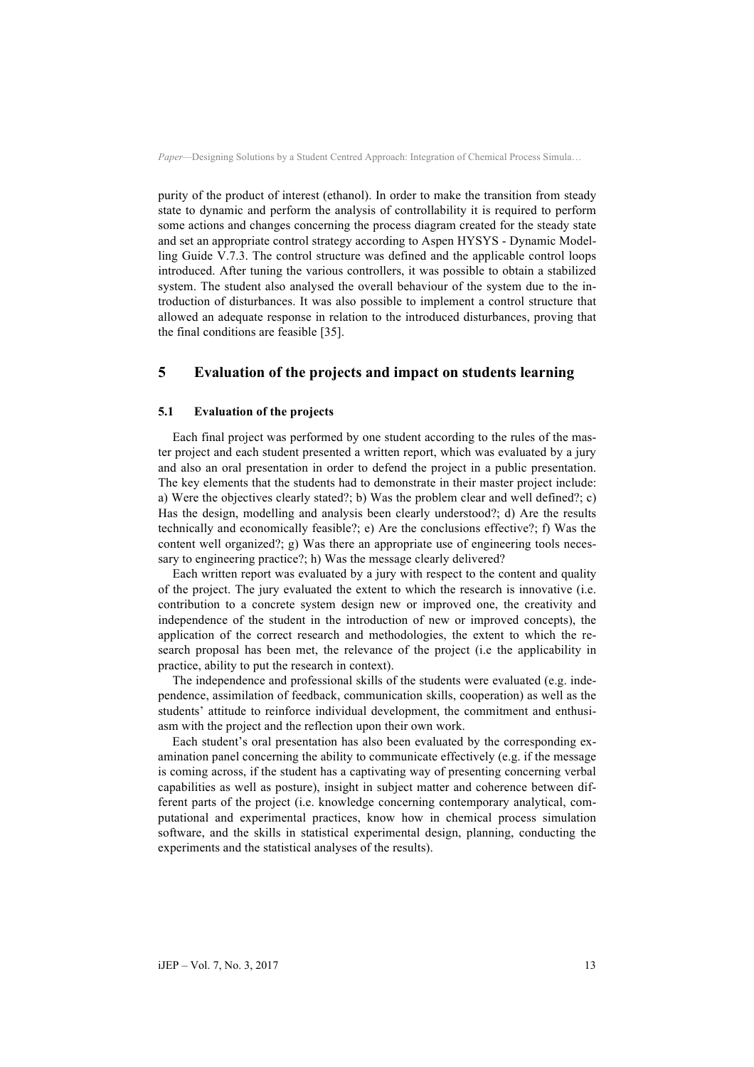purity of the product of interest (ethanol). In order to make the transition from steady state to dynamic and perform the analysis of controllability it is required to perform some actions and changes concerning the process diagram created for the steady state and set an appropriate control strategy according to Aspen HYSYS - Dynamic Modelling Guide V.7.3. The control structure was defined and the applicable control loops introduced. After tuning the various controllers, it was possible to obtain a stabilized system. The student also analysed the overall behaviour of the system due to the introduction of disturbances. It was also possible to implement a control structure that allowed an adequate response in relation to the introduced disturbances, proving that the final conditions are feasible [35].

## 5 Evaluation of the projects and impact on students learning

### 5.1 Evaluation of the projects

Each final project was performed by one student according to the rules of the master project and each student presented a written report, which was evaluated by a jury and also an oral presentation in order to defend the project in a public presentation. The key elements that the students had to demonstrate in their master project include: a) Were the objectives clearly stated?; b) Was the problem clear and well defined?; c) Has the design, modelling and analysis been clearly understood?; d) Are the results technically and economically feasible?; e) Are the conclusions effective?; f) Was the content well organized?; g) Was there an appropriate use of engineering tools necessary to engineering practice?; h) Was the message clearly delivered?

Each written report was evaluated by a jury with respect to the content and quality of the project. The jury evaluated the extent to which the research is innovative (i.e. contribution to a concrete system design new or improved one, the creativity and independence of the student in the introduction of new or improved concepts), the application of the correct research and methodologies, the extent to which the research proposal has been met, the relevance of the project (i.e the applicability in practice, ability to put the research in context).

The independence and professional skills of the students were evaluated (e.g. independence, assimilation of feedback, communication skills, cooperation) as well as the students' attitude to reinforce individual development, the commitment and enthusiasm with the project and the reflection upon their own work.

Each student's oral presentation has also been evaluated by the corresponding examination panel concerning the ability to communicate effectively (e.g. if the message is coming across, if the student has a captivating way of presenting concerning verbal capabilities as well as posture), insight in subject matter and coherence between different parts of the project (i.e. knowledge concerning contemporary analytical, computational and experimental practices, know how in chemical process simulation software, and the skills in statistical experimental design, planning, conducting the experiments and the statistical analyses of the results).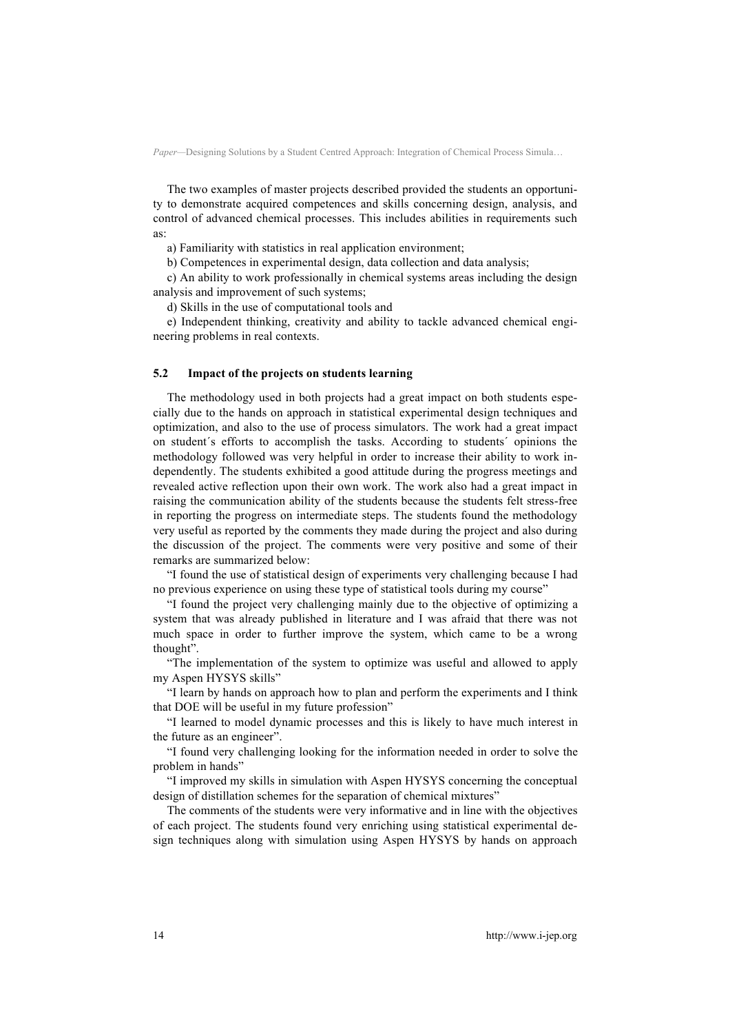The two examples of master projects described provided the students an opportunity to demonstrate acquired competences and skills concerning design, analysis, and control of advanced chemical processes. This includes abilities in requirements such as:

a) Familiarity with statistics in real application environment;

b) Competences in experimental design, data collection and data analysis;

c) An ability to work professionally in chemical systems areas including the design analysis and improvement of such systems;

d) Skills in the use of computational tools and

e) Independent thinking, creativity and ability to tackle advanced chemical engineering problems in real contexts.

### 5.2 Impact of the projects on students learning

The methodology used in both projects had a great impact on both students especially due to the hands on approach in statistical experimental design techniques and optimization, and also to the use of process simulators. The work had a great impact on student´s efforts to accomplish the tasks. According to students´ opinions the methodology followed was very helpful in order to increase their ability to work independently. The students exhibited a good attitude during the progress meetings and revealed active reflection upon their own work. The work also had a great impact in raising the communication ability of the students because the students felt stress-free in reporting the progress on intermediate steps. The students found the methodology very useful as reported by the comments they made during the project and also during the discussion of the project. The comments were very positive and some of their remarks are summarized below:

"I found the use of statistical design of experiments very challenging because I had no previous experience on using these type of statistical tools during my course"

"I found the project very challenging mainly due to the objective of optimizing a system that was already published in literature and I was afraid that there was not much space in order to further improve the system, which came to be a wrong thought".

"The implementation of the system to optimize was useful and allowed to apply my Aspen HYSYS skills"

"I learn by hands on approach how to plan and perform the experiments and I think that DOE will be useful in my future profession"

"I learned to model dynamic processes and this is likely to have much interest in the future as an engineer".

"I found very challenging looking for the information needed in order to solve the problem in hands"

"I improved my skills in simulation with Aspen HYSYS concerning the conceptual design of distillation schemes for the separation of chemical mixtures"

The comments of the students were very informative and in line with the objectives of each project. The students found very enriching using statistical experimental design techniques along with simulation using Aspen HYSYS by hands on approach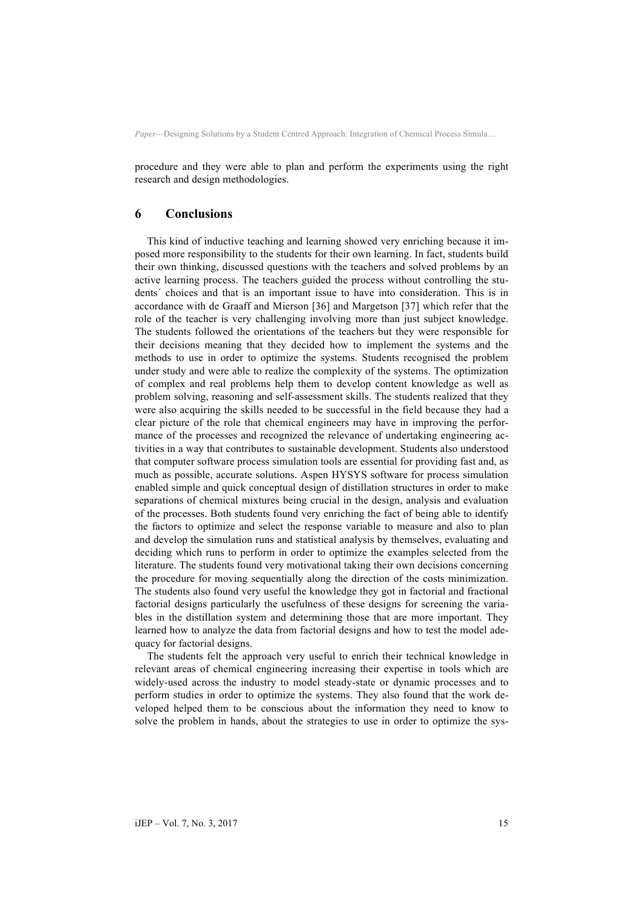procedure and they were able to plan and perform the experiments using the right research and design methodologies.

## 6 Conclusions

This kind of inductive teaching and learning showed very enriching because it imposed more responsibility to the students for their own learning. In fact, students build their own thinking, discussed questions with the teachers and solved problems by an active learning process. The teachers guided the process without controlling the students´ choices and that is an important issue to have into consideration. This is in accordance with de Graaff and Mierson [36] and Margetson [37] which refer that the role of the teacher is very challenging involving more than just subject knowledge. The students followed the orientations of the teachers but they were responsible for their decisions meaning that they decided how to implement the systems and the methods to use in order to optimize the systems. Students recognised the problem under study and were able to realize the complexity of the systems. The optimization of complex and real problems help them to develop content knowledge as well as problem solving, reasoning and self-assessment skills. The students realized that they were also acquiring the skills needed to be successful in the field because they had a clear picture of the role that chemical engineers may have in improving the performance of the processes and recognized the relevance of undertaking engineering activities in a way that contributes to sustainable development. Students also understood that computer software process simulation tools are essential for providing fast and, as much as possible, accurate solutions. Aspen HYSYS software for process simulation enabled simple and quick conceptual design of distillation structures in order to make separations of chemical mixtures being crucial in the design, analysis and evaluation of the processes. Both students found very enriching the fact of being able to identify the factors to optimize and select the response variable to measure and also to plan and develop the simulation runs and statistical analysis by themselves, evaluating and deciding which runs to perform in order to optimize the examples selected from the literature. The students found very motivational taking their own decisions concerning the procedure for moving sequentially along the direction of the costs minimization. The students also found very useful the knowledge they got in factorial and fractional factorial designs particularly the usefulness of these designs for screening the variables in the distillation system and determining those that are more important. They learned how to analyze the data from factorial designs and how to test the model adequacy for factorial designs.

The students felt the approach very useful to enrich their technical knowledge in relevant areas of chemical engineering increasing their expertise in tools which are widely-used across the industry to model steady-state or dynamic processes and to perform studies in order to optimize the systems. They also found that the work developed helped them to be conscious about the information they need to know to solve the problem in hands, about the strategies to use in order to optimize the sys-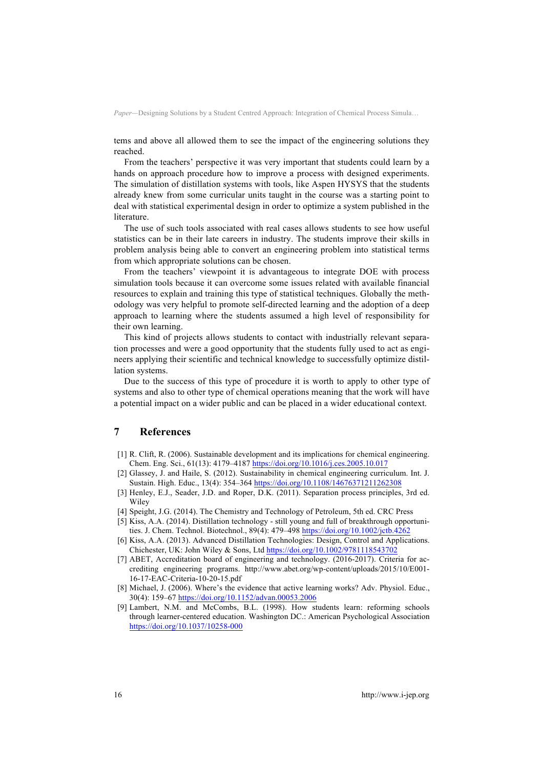tems and above all allowed them to see the impact of the engineering solutions they reached.

From the teachers' perspective it was very important that students could learn by a hands on approach procedure how to improve a process with designed experiments. The simulation of distillation systems with tools, like Aspen HYSYS that the students already knew from some curricular units taught in the course was a starting point to deal with statistical experimental design in order to optimize a system published in the literature.

The use of such tools associated with real cases allows students to see how useful statistics can be in their late careers in industry. The students improve their skills in problem analysis being able to convert an engineering problem into statistical terms from which appropriate solutions can be chosen.

From the teachers' viewpoint it is advantageous to integrate DOE with process simulation tools because it can overcome some issues related with available financial resources to explain and training this type of statistical techniques. Globally the methodology was very helpful to promote self-directed learning and the adoption of a deep approach to learning where the students assumed a high level of responsibility for their own learning.

This kind of projects allows students to contact with industrially relevant separation processes and were a good opportunity that the students fully used to act as engineers applying their scientific and technical knowledge to successfully optimize distillation systems.

Due to the success of this type of procedure it is worth to apply to other type of systems and also to other type of chemical operations meaning that the work will have a potential impact on a wider public and can be placed in a wider educational context.

## 7 References

[1] R. Clift, R. (2006). Sustainable development and its implications for chemical engineering. Chem. Eng. Sci., 61(13): 4179–4187 https://doi.org/10.1016/j.ces.2005.10.017

[2] Glassey, J. and Haile, S. (2012). Sustainability in chemical engineering curriculum. Int. J. Sustain. High. Educ., 13(4): 354–364 https://doi.org/10.1108/14676371211262308

[3] Henley, E.J., Seader, J.D. and Roper, D.K. (2011). Separation process principles, 3rd ed. Wiley

[4] Speight, J.G. (2014). The Chemistry and Technology of Petroleum, 5th ed. CRC Press

[5] Kiss, A.A. (2014). Distillation technology - still young and full of breakthrough opportunities. J. Chem. Technol. Biotechnol., 89(4): 479–498 https://doi.org/10.1002/jctb.4262

[6] Kiss, A.A. (2013). Advanced Distillation Technologies: Design, Control and Applications. Chichester, UK: John Wiley & Sons, Ltd https://doi.org/10.1002/9781118543702

[7] ABET, Accreditation board of engineering and technology. (2016-2017). Criteria for accrediting engineering programs. http://www.abet.org/wp-content/uploads/2015/10/E001-16-17-EAC-Criteria-10-20-15.pdf

[8] Michael, J. (2006). Where's the evidence that active learning works? Adv. Physiol. Educ., 30(4): 159–67 https://doi.org/10.1152/advan.00053.2006

[9] Lambert, N.M. and McCombs, B.L. (1998). How students learn: reforming schools through learner-centered education. Washington DC.: American Psychological Association https://doi.org/10.1037/10258-000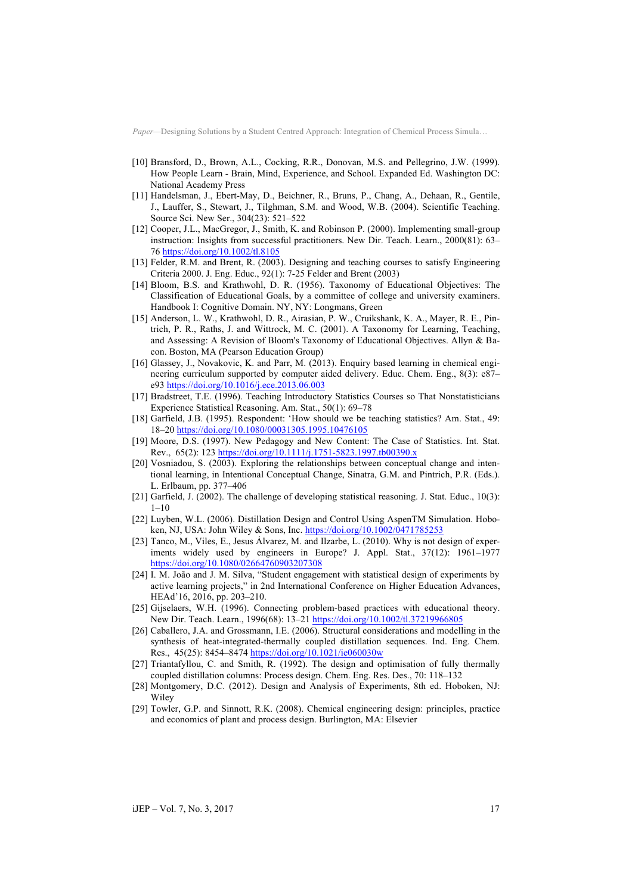[10] Bransford, D., Brown, A.L., Cocking, R.R., Donovan, M.S. and Pellegrino, J.W. (1999). How People Learn - Brain, Mind, Experience, and School. Expanded Ed. Washington DC: National Academy Press

[11] Handelsman, J., Ebert-May, D., Beichner, R., Bruns, P., Chang, A., Dehaan, R., Gentile, J., Lauffer, S., Stewart, J., Tilghman, S.M. and Wood, W.B. (2004). Scientific Teaching. Source Sci. New Ser., 304(23): 521–522

[12] Cooper, J.L., MacGregor, J., Smith, K. and Robinson P. (2000). Implementing small-group instruction: Insights from successful practitioners. New Dir. Teach. Learn., 2000(81): 63–76 https://doi.org/10.1002/tl.8105

[13] Felder, R.M. and Brent, R. (2003). Designing and teaching courses to satisfy Engineering Criteria 2000. J. Eng. Educ., 92(1): 7-25 Felder and Brent (2003)

[14] Bloom, B.S. and Krathwohl, D. R. (1956). Taxonomy of Educational Objectives: The Classification of Educational Goals, by a committee of college and university examiners. Handbook I: Cognitive Domain. NY, NY: Longmans, Green

[15] Anderson, L. W., Krathwohl, D. R., Airasian, P. W., Cruikshank, K. A., Mayer, R. E., Pintrich, P. R., Raths, J. and Wittrock, M. C. (2001). A Taxonomy for Learning, Teaching, and Assessing: A Revision of Bloom's Taxonomy of Educational Objectives. Allyn & Bacon. Boston, MA (Pearson Education Group)

[16] Glassey, J., Novakovic, K. and Parr, M. (2013). Enquiry based learning in chemical engineering curriculum supported by computer aided delivery. Educ. Chem. Eng., 8(3): e87–e93 https://doi.org/10.1016/j.ece.2013.06.003

[17] Bradstreet, T.E. (1996). Teaching Introductory Statistics Courses so That Nonstatisticians Experience Statistical Reasoning. Am. Stat., 50(1): 69–78

[18] Garfield, J.B. (1995). Respondent: 'How should we be teaching statistics? Am. Stat., 49: 18–20 https://doi.org/10.1080/00031305.1995.10476105

[19] Moore, D.S. (1997). New Pedagogy and New Content: The Case of Statistics. Int. Stat. Rev., 65(2): 123 https://doi.org/10.1111/j.1751-5823.1997.tb00390.x

[20] Vosniadou, S. (2003). Exploring the relationships between conceptual change and intentional learning, in Intentional Conceptual Change, Sinatra, G.M. and Pintrich, P.R. (Eds.). L. Erlbaum, pp. 377–406

[21] Garfield, J. (2002). The challenge of developing statistical reasoning. J. Stat. Educ., 10(3): 1–10

[22] Luyben, W.L. (2006). Distillation Design and Control Using AspenTM Simulation. Hoboken, NJ, USA: John Wiley & Sons, Inc. https://doi.org/10.1002/0471785253

[23] Tanco, M., Viles, E., Jesus Álvarez, M. and Ilzarbe, L. (2010). Why is not design of experiments widely used by engineers in Europe? J. Appl. Stat., 37(12): 1961–1977 https://doi.org/10.1080/02664760903207308

[24] I. M. João and J. M. Silva, "Student engagement with statistical design of experiments by active learning projects," in 2nd International Conference on Higher Education Advances, HEAd'16, 2016, pp. 203–210.

[25] Gijselaers, W.H. (1996). Connecting problem-based practices with educational theory. New Dir. Teach. Learn., 1996(68): 13–21 https://doi.org/10.1002/tl.37219966805

[26] Caballero, J.A. and Grossmann, I.E. (2006). Structural considerations and modelling in the synthesis of heat-integrated-thermally coupled distillation sequences. Ind. Eng. Chem. Res., 45(25): 8454–8474 https://doi.org/10.1021/ie060030w

[27] Triantafyllou, C. and Smith, R. (1992). The design and optimisation of fully thermally coupled distillation columns: Process design. Chem. Eng. Res. Des., 70: 118–132

[28] Montgomery, D.C. (2012). Design and Analysis of Experiments, 8th ed. Hoboken, NJ: Wiley

[29] Towler, G.P. and Sinnott, R.K. (2008). Chemical engineering design: principles, practice and economics of plant and process design. Burlington, MA: Elsevier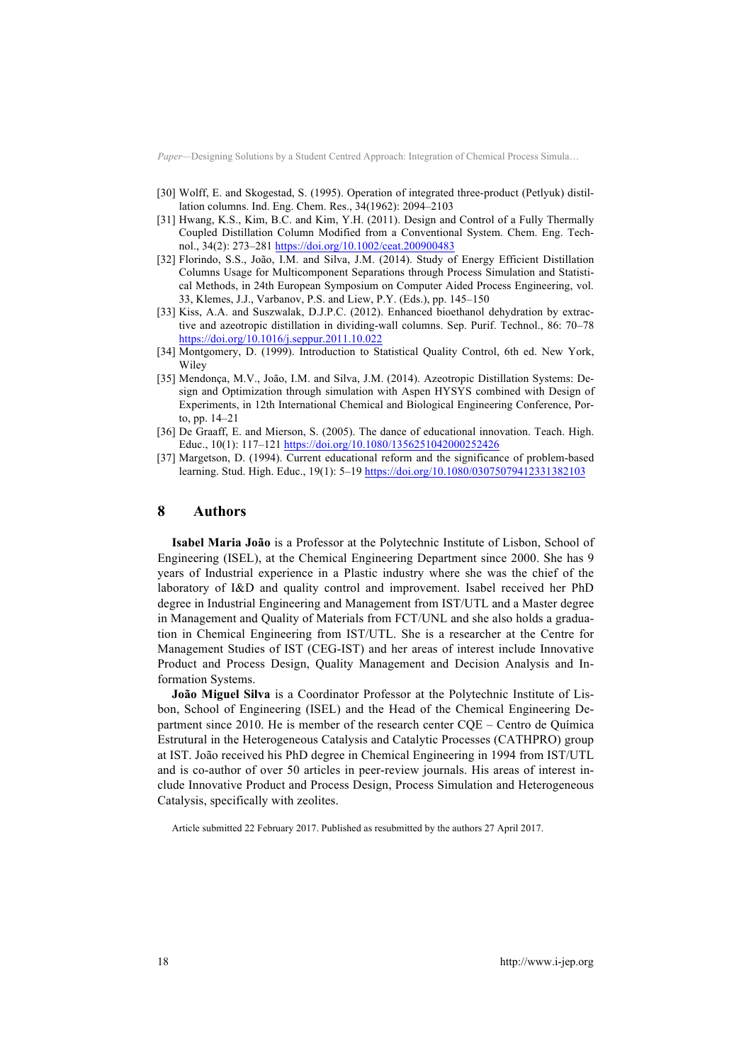[30] Wolff, E. and Skogestad, S. (1995). Operation of integrated three-product (Petlyuk) distillation columns. Ind. Eng. Chem. Res., 34(1962): 2094–2103

[31] Hwang, K.S., Kim, B.C. and Kim, Y.H. (2011). Design and Control of a Fully Thermally Coupled Distillation Column Modified from a Conventional System. Chem. Eng. Technol., 34(2): 273–281 https://doi.org/10.1002/ceat.200900483

[32] Florindo, S.S., João, I.M. and Silva, J.M. (2014). Study of Energy Efficient Distillation Columns Usage for Multicomponent Separations through Process Simulation and Statistical Methods, in 24th European Symposium on Computer Aided Process Engineering, vol. 33, Klemes, J.J., Varbanov, P.S. and Liew, P.Y. (Eds.), pp. 145–150

[33] Kiss, A.A. and Suszwalak, D.J.P.C. (2012). Enhanced bioethanol dehydration by extractive and azeotropic distillation in dividing-wall columns. Sep. Purif. Technol., 86: 70–78 https://doi.org/10.1016/j.seppur.2011.10.022

[34] Montgomery, D. (1999). Introduction to Statistical Quality Control, 6th ed. New York, Wiley

[35] Mendonça, M.V., João, I.M. and Silva, J.M. (2014). Azeotropic Distillation Systems: Design and Optimization through simulation with Aspen HYSYS combined with Design of Experiments, in 12th International Chemical and Biological Engineering Conference, Porto, pp. 14–21

[36] De Graaff, E. and Mierson, S. (2005). The dance of educational innovation. Teach. High. Educ., 10(1): 117–121 https://doi.org/10.1080/1356251042000252426

[37] Margetson, D. (1994). Current educational reform and the significance of problem-based learning. Stud. High. Educ., 19(1): 5–19 https://doi.org/10.1080/03075079412331382103

## 8 Authors

**Isabel Maria João** is a Professor at the Polytechnic Institute of Lisbon, School of Engineering (ISEL), at the Chemical Engineering Department since 2000. She has 9 years of Industrial experience in a Plastic industry where she was the chief of the laboratory of I&D and quality control and improvement. Isabel received her PhD degree in Industrial Engineering and Management from IST/UTL and a Master degree in Management and Quality of Materials from FCT/UNL and she also holds a graduation in Chemical Engineering from IST/UTL. She is a researcher at the Centre for Management Studies of IST (CEG-IST) and her areas of interest include Innovative Product and Process Design, Quality Management and Decision Analysis and Information Systems.

**João Miguel Silva** is a Coordinator Professor at the Polytechnic Institute of Lisbon, School of Engineering (ISEL) and the Head of the Chemical Engineering Department since 2010. He is member of the research center CQE – Centro de Química Estrutural in the Heterogeneous Catalysis and Catalytic Processes (CATHPRO) group at IST. João received his PhD degree in Chemical Engineering in 1994 from IST/UTL and is co-author of over 50 articles in peer-review journals. His areas of interest include Innovative Product and Process Design, Process Simulation and Heterogeneous Catalysis, specifically with zeolites.

Article submitted 22 February 2017. Published as resubmitted by the authors 27 April 2017.